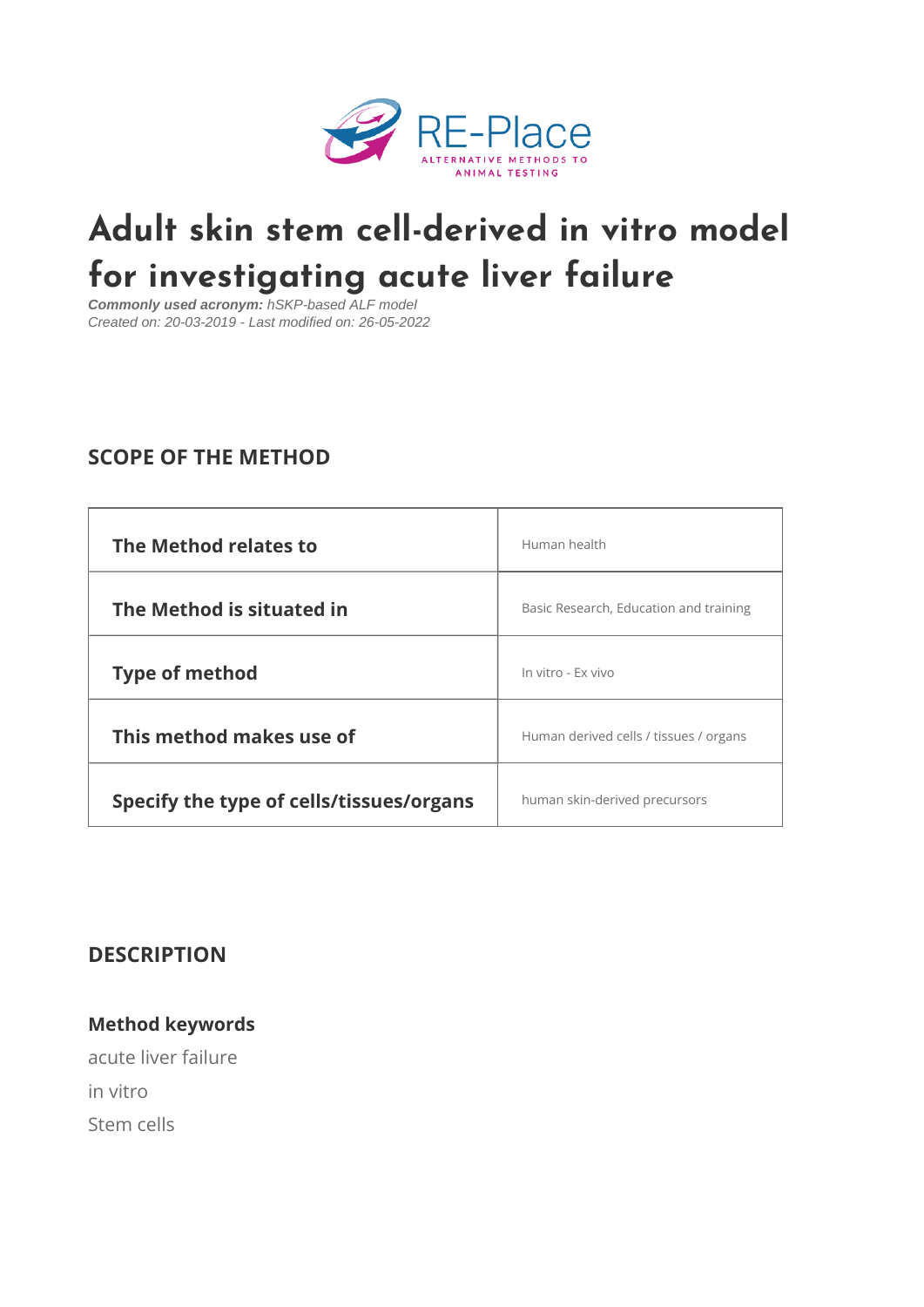# Adult skin stem cell-derived in vitro model for investigating acute liver failure

***Commonly used acronym:*** *hSKP-based ALF model*
*Created on: 20-03-2019 - Last modified on: 26-05-2022*

## SCOPE OF THE METHOD

| | |
|---|---|
| **The Method relates to** | Human health |
| **The Method is situated in** | Basic Research, Education and training |
| **Type of method** | In vitro - Ex vivo |
| **This method makes use of** | Human derived cells / tissues / organs |
| **Specify the type of cells/tissues/organs** | human skin-derived precursors |

## DESCRIPTION

### Method keywords

acute liver failure

in vitro

Stem cells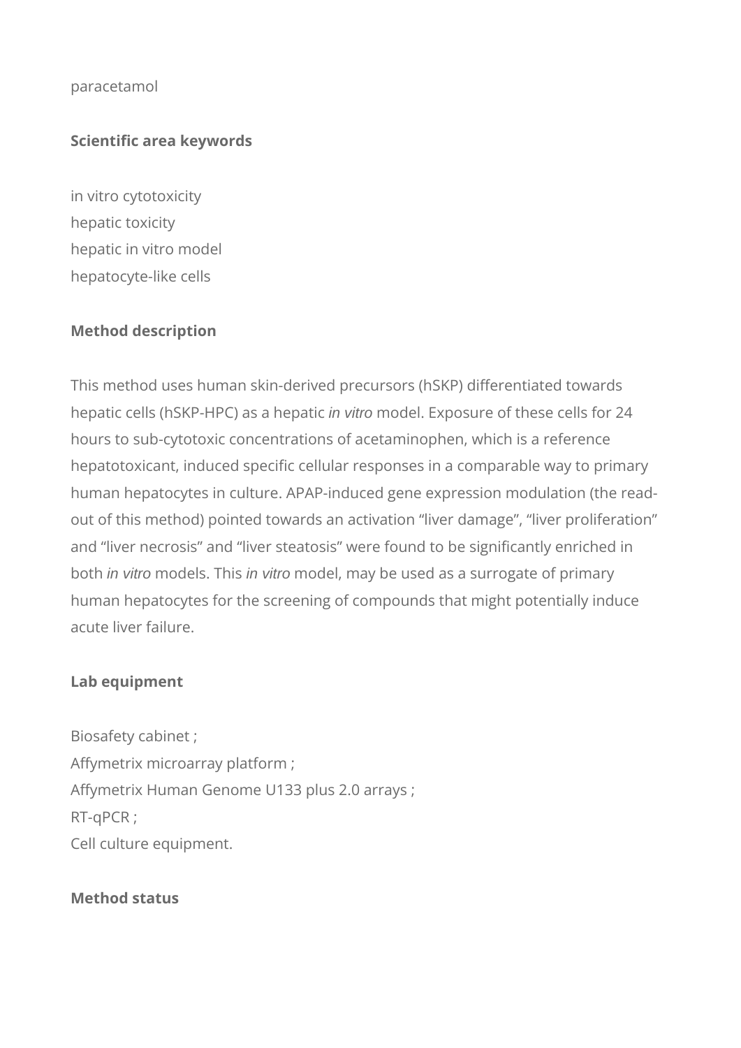paracetamol

**Scientific area keywords**

in vitro cytotoxicity
hepatic toxicity
hepatic in vitro model
hepatocyte-like cells

**Method description**

This method uses human skin-derived precursors (hSKP) differentiated towards hepatic cells (hSKP-HPC) as a hepatic *in vitro* model. Exposure of these cells for 24 hours to sub-cytotoxic concentrations of acetaminophen, which is a reference hepatotoxicant, induced specific cellular responses in a comparable way to primary human hepatocytes in culture. APAP-induced gene expression modulation (the read-out of this method) pointed towards an activation “liver damage”, “liver proliferation” and “liver necrosis” and “liver steatosis” were found to be significantly enriched in both *in vitro* models. This *in vitro* model, may be used as a surrogate of primary human hepatocytes for the screening of compounds that might potentially induce acute liver failure.

**Lab equipment**

Biosafety cabinet ;
Affymetrix microarray platform ;
Affymetrix Human Genome U133 plus 2.0 arrays ;
RT-qPCR ;
Cell culture equipment.

**Method status**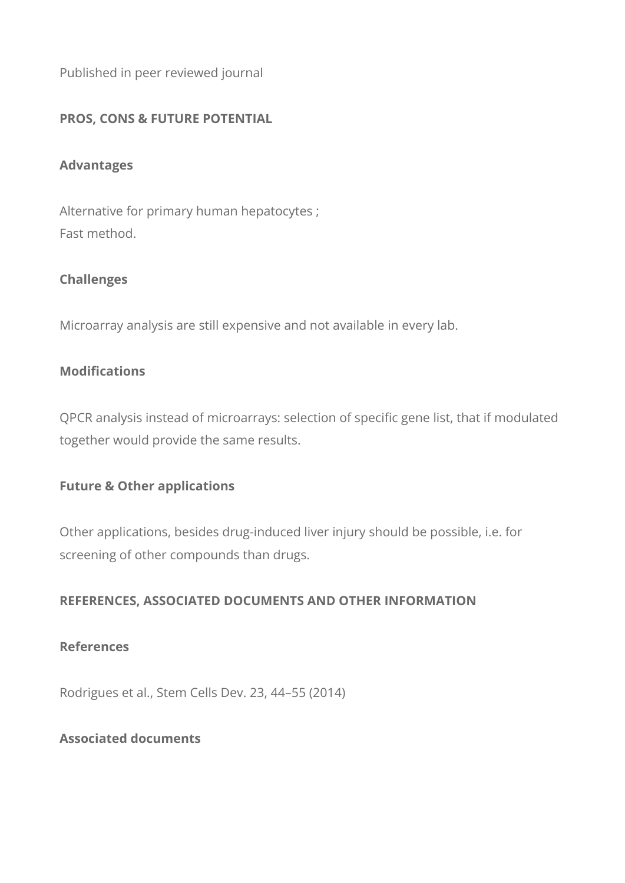Published in peer reviewed journal

## PROS, CONS & FUTURE POTENTIAL

### Advantages

Alternative for primary human hepatocytes ;
Fast method.

### Challenges

Microarray analysis are still expensive and not available in every lab.

### Modifications

QPCR analysis instead of microarrays: selection of specific gene list, that if modulated together would provide the same results.

### Future & Other applications

Other applications, besides drug-induced liver injury should be possible, i.e. for screening of other compounds than drugs.

## REFERENCES, ASSOCIATED DOCUMENTS AND OTHER INFORMATION

### References

Rodrigues et al., Stem Cells Dev. 23, 44–55 (2014)

### Associated documents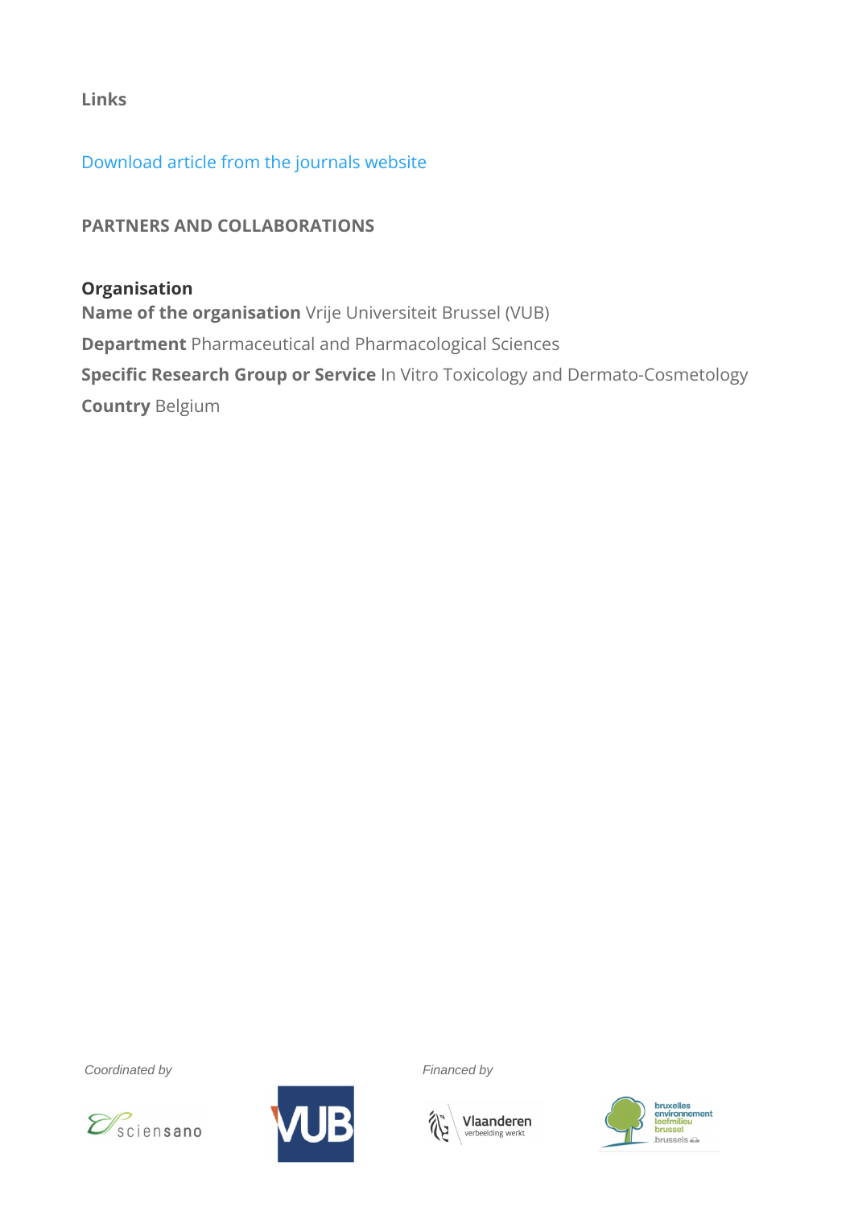**Links**

Download article from the journals website

**PARTNERS AND COLLABORATIONS**

**Organisation**

**Name of the organisation** Vrije Universiteit Brussel (VUB)

**Department** Pharmaceutical and Pharmacological Sciences

**Specific Research Group or Service** In Vitro Toxicology and Dermato-Cosmetology

**Country** Belgium

*Coordinated by*

*Financed by*